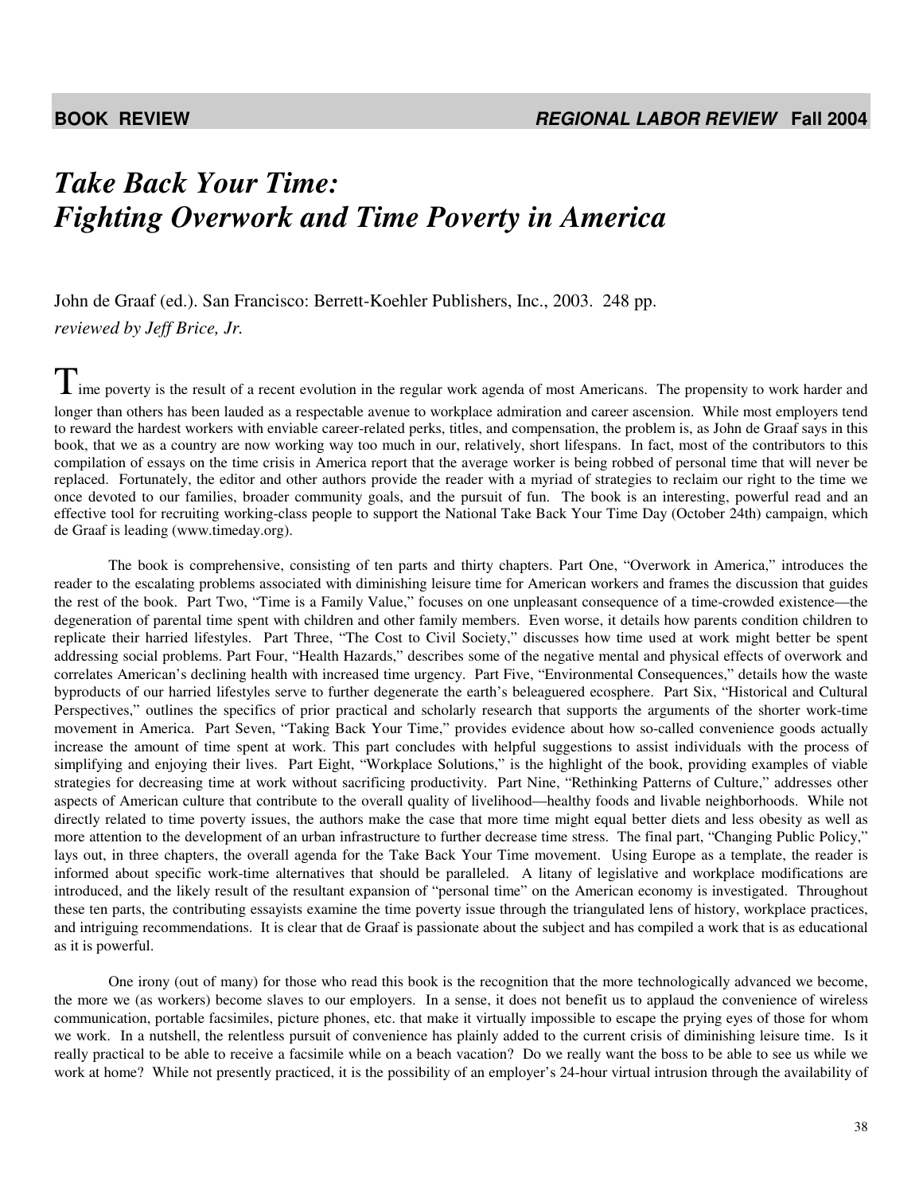# *Take Back Your Time: Fighting Overwork and Time Poverty in America*

John de Graaf (ed.). San Francisco: Berrett-Koehler Publishers, Inc., 2003. 248 pp.

*reviewed by Jeff Brice, Jr.*

Time poverty is the result of a recent evolution in the regular work agenda of most Americans. The propensity to work harder and longer than others has been lauded as a respectable avenue to workplace admiration and career ascension. While most employers tend to reward the hardest workers with enviable career-related perks, titles, and compensation, the problem is, as John de Graaf says in this book, that we as a country are now working way too much in our, relatively, short lifespans. In fact, most of the contributors to this compilation of essays on the time crisis in America report that the average worker is being robbed of personal time that will never be replaced. Fortunately, the editor and other authors provide the reader with a myriad of strategies to reclaim our right to the time we once devoted to our families, broader community goals, and the pursuit of fun. The book is an interesting, powerful read and an effective tool for recruiting working-class people to support the National Take Back Your Time Day (October 24th) campaign, which de Graaf is leading (www.timeday.org).

The book is comprehensive, consisting of ten parts and thirty chapters. Part One, "Overwork in America," introduces the reader to the escalating problems associated with diminishing leisure time for American workers and frames the discussion that guides the rest of the book. Part Two, "Time is a Family Value," focuses on one unpleasant consequence of a time-crowded existence—the degeneration of parental time spent with children and other family members. Even worse, it details how parents condition children to replicate their harried lifestyles. Part Three, "The Cost to Civil Society," discusses how time used at work might better be spent addressing social problems. Part Four, "Health Hazards," describes some of the negative mental and physical effects of overwork and correlates American's declining health with increased time urgency. Part Five, "Environmental Consequences," details how the waste byproducts of our harried lifestyles serve to further degenerate the earth's beleaguered ecosphere. Part Six, "Historical and Cultural Perspectives," outlines the specifics of prior practical and scholarly research that supports the arguments of the shorter work-time movement in America. Part Seven, "Taking Back Your Time," provides evidence about how so-called convenience goods actually increase the amount of time spent at work. This part concludes with helpful suggestions to assist individuals with the process of simplifying and enjoying their lives. Part Eight, "Workplace Solutions," is the highlight of the book, providing examples of viable strategies for decreasing time at work without sacrificing productivity. Part Nine, "Rethinking Patterns of Culture," addresses other aspects of American culture that contribute to the overall quality of livelihood—healthy foods and livable neighborhoods. While not directly related to time poverty issues, the authors make the case that more time might equal better diets and less obesity as well as more attention to the development of an urban infrastructure to further decrease time stress. The final part, "Changing Public Policy," lays out, in three chapters, the overall agenda for the Take Back Your Time movement. Using Europe as a template, the reader is informed about specific work-time alternatives that should be paralleled. A litany of legislative and workplace modifications are introduced, and the likely result of the resultant expansion of "personal time" on the American economy is investigated. Throughout these ten parts, the contributing essayists examine the time poverty issue through the triangulated lens of history, workplace practices, and intriguing recommendations. It is clear that de Graaf is passionate about the subject and has compiled a work that is as educational as it is powerful.

One irony (out of many) for those who read this book is the recognition that the more technologically advanced we become, the more we (as workers) become slaves to our employers. In a sense, it does not benefit us to applaud the convenience of wireless communication, portable facsimiles, picture phones, etc. that make it virtually impossible to escape the prying eyes of those for whom we work. In a nutshell, the relentless pursuit of convenience has plainly added to the current crisis of diminishing leisure time. Is it really practical to be able to receive a facsimile while on a beach vacation? Do we really want the boss to be able to see us while we work at home? While not presently practiced, it is the possibility of an employer's 24-hour virtual intrusion through the availability of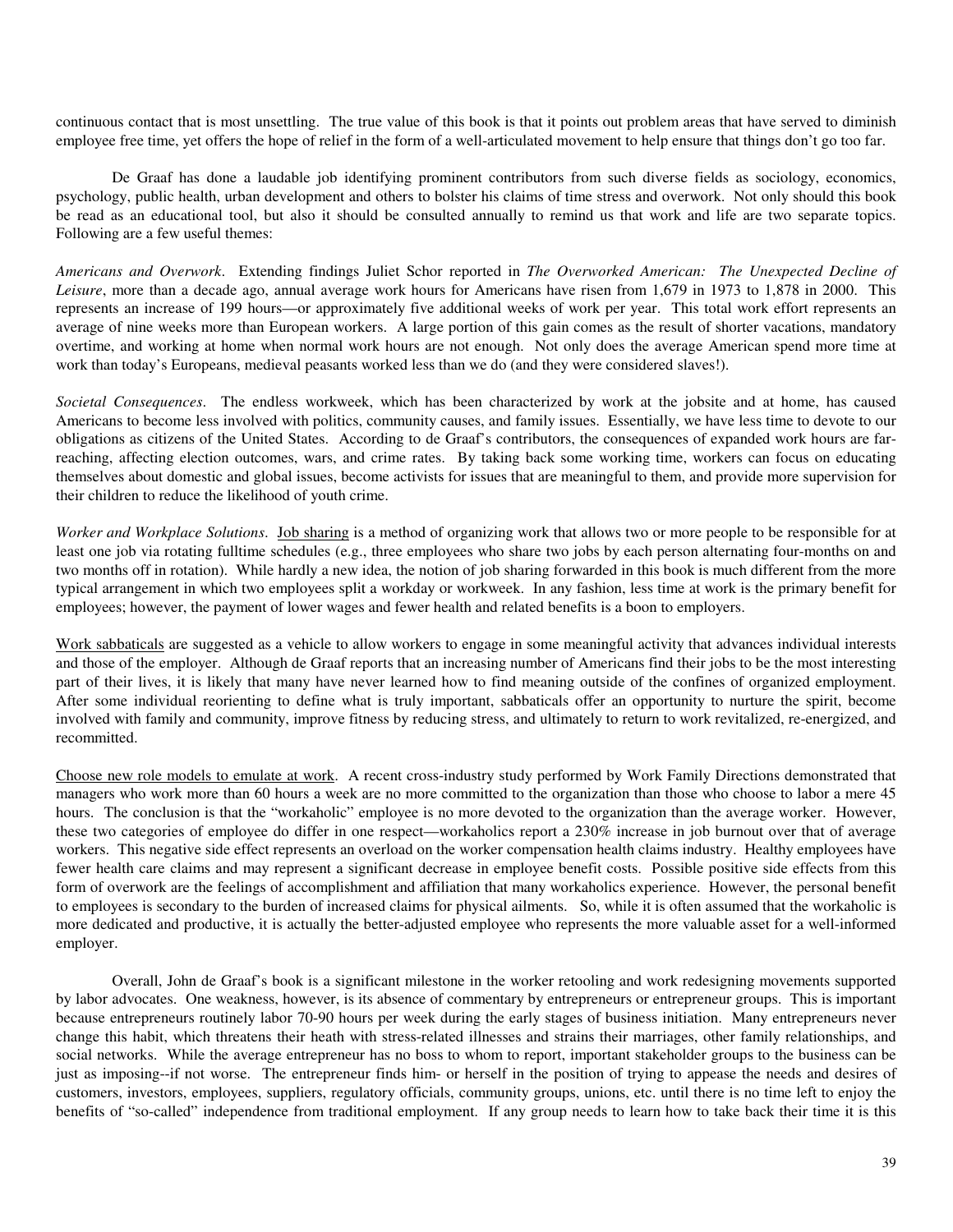continuous contact that is most unsettling. The true value of this book is that it points out problem areas that have served to diminish employee free time, yet offers the hope of relief in the form of a well-articulated movement to help ensure that things don't go too far.

De Graaf has done a laudable job identifying prominent contributors from such diverse fields as sociology, economics, psychology, public health, urban development and others to bolster his claims of time stress and overwork. Not only should this book be read as an educational tool, but also it should be consulted annually to remind us that work and life are two separate topics. Following are a few useful themes:

*Americans and Overwork*. Extending findings Juliet Schor reported in *The Overworked American: The Unexpected Decline of Leisure*, more than a decade ago, annual average work hours for Americans have risen from 1,679 in 1973 to 1,878 in 2000. This represents an increase of 199 hours—or approximately five additional weeks of work per year. This total work effort represents an average of nine weeks more than European workers. A large portion of this gain comes as the result of shorter vacations, mandatory overtime, and working at home when normal work hours are not enough. Not only does the average American spend more time at work than today's Europeans, medieval peasants worked less than we do (and they were considered slaves!).

*Societal Consequences*. The endless workweek, which has been characterized by work at the jobsite and at home, has caused Americans to become less involved with politics, community causes, and family issues. Essentially, we have less time to devote to our obligations as citizens of the United States. According to de Graaf's contributors, the consequences of expanded work hours are far-reaching, affecting election outcomes, wars, and crime rates. By taking back some working time, workers can focus on educating themselves about domestic and global issues, become activists for issues that are meaningful to them, and provide more supervision for their children to reduce the likelihood of youth crime.

*Worker and Workplace Solutions*. <u>Job sharing</u> is a method of organizing work that allows two or more people to be responsible for at least one job via rotating fulltime schedules (e.g., three employees who share two jobs by each person alternating four-months on and two months off in rotation). While hardly a new idea, the notion of job sharing forwarded in this book is much different from the more typical arrangement in which two employees split a workday or workweek. In any fashion, less time at work is the primary benefit for employees; however, the payment of lower wages and fewer health and related benefits is a boon to employers.

<u>Work sabbaticals</u> are suggested as a vehicle to allow workers to engage in some meaningful activity that advances individual interests and those of the employer. Although de Graaf reports that an increasing number of Americans find their jobs to be the most interesting part of their lives, it is likely that many have never learned how to find meaning outside of the confines of organized employment. After some individual reorienting to define what is truly important, sabbaticals offer an opportunity to nurture the spirit, become involved with family and community, improve fitness by reducing stress, and ultimately to return to work revitalized, re-energized, and recommitted.

<u>Choose new role models to emulate at work</u>. A recent cross-industry study performed by Work Family Directions demonstrated that managers who work more than 60 hours a week are no more committed to the organization than those who choose to labor a mere 45 hours. The conclusion is that the "workaholic" employee is no more devoted to the organization than the average worker. However, these two categories of employee do differ in one respect—workaholics report a 230% increase in job burnout over that of average workers. This negative side effect represents an overload on the worker compensation health claims industry. Healthy employees have fewer health care claims and may represent a significant decrease in employee benefit costs. Possible positive side effects from this form of overwork are the feelings of accomplishment and affiliation that many workaholics experience. However, the personal benefit to employees is secondary to the burden of increased claims for physical ailments. So, while it is often assumed that the workaholic is more dedicated and productive, it is actually the better-adjusted employee who represents the more valuable asset for a well-informed employer.

Overall, John de Graaf's book is a significant milestone in the worker retooling and work redesigning movements supported by labor advocates. One weakness, however, is its absence of commentary by entrepreneurs or entrepreneur groups. This is important because entrepreneurs routinely labor 70-90 hours per week during the early stages of business initiation. Many entrepreneurs never change this habit, which threatens their heath with stress-related illnesses and strains their marriages, other family relationships, and social networks. While the average entrepreneur has no boss to whom to report, important stakeholder groups to the business can be just as imposing--if not worse. The entrepreneur finds him- or herself in the position of trying to appease the needs and desires of customers, investors, employees, suppliers, regulatory officials, community groups, unions, etc. until there is no time left to enjoy the benefits of "so-called" independence from traditional employment. If any group needs to learn how to take back their time it is this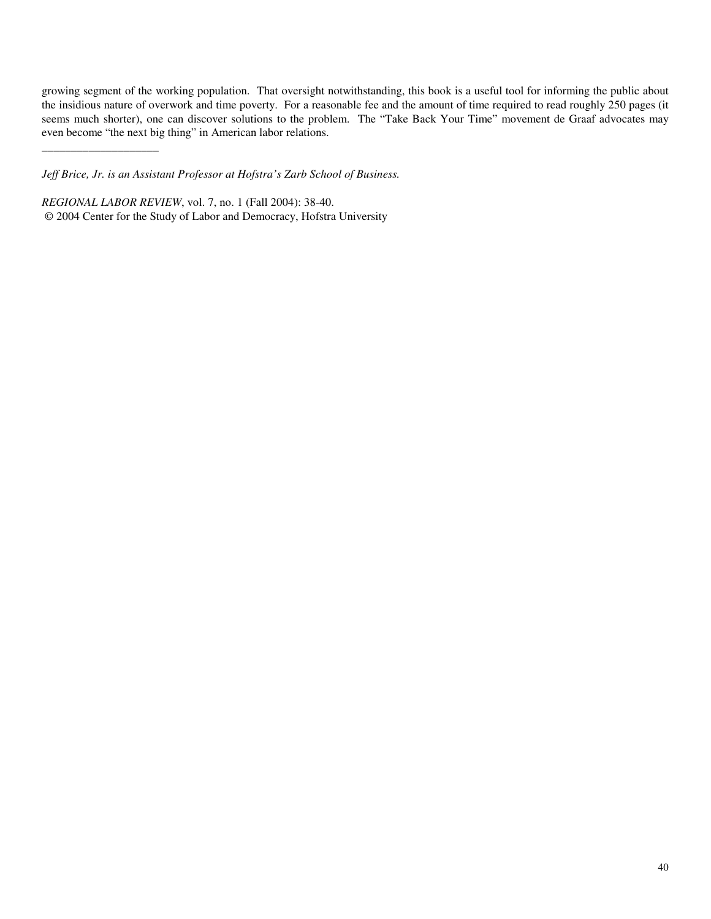growing segment of the working population. That oversight notwithstanding, this book is a useful tool for informing the public about the insidious nature of overwork and time poverty. For a reasonable fee and the amount of time required to read roughly 250 pages (it seems much shorter), one can discover solutions to the problem. The "Take Back Your Time" movement de Graaf advocates may even become "the next big thing" in American labor relations.

___________________

*Jeff Brice, Jr. is an Assistant Professor at Hofstra's Zarb School of Business.*

*REGIONAL LABOR REVIEW*, vol. 7, no. 1 (Fall 2004): 38-40.
© 2004 Center for the Study of Labor and Democracy, Hofstra University